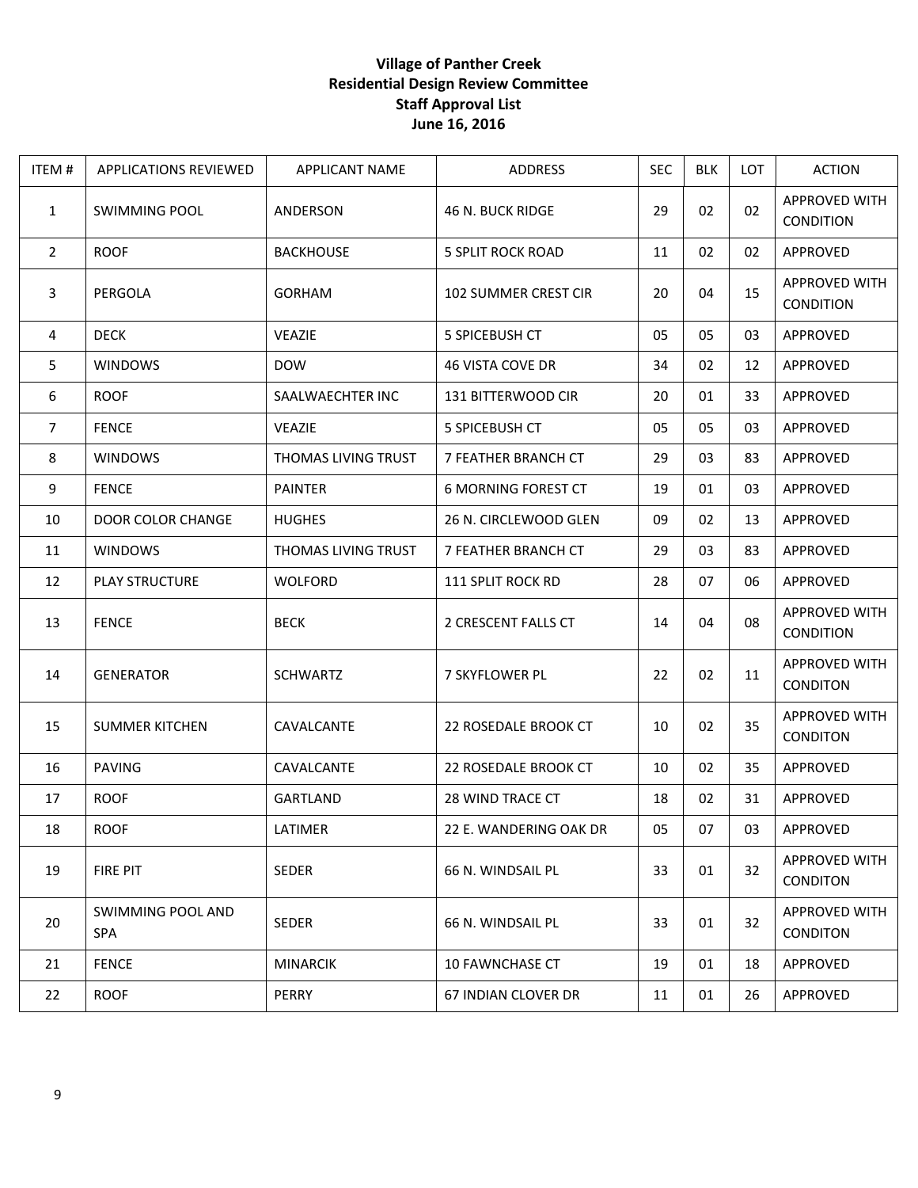# Village of Panther Creek
## Residential Design Review Committee
## Staff Approval List
## June 16, 2016

| ITEM # | APPLICATIONS REVIEWED | APPLICANT NAME | ADDRESS | SEC | BLK | LOT | ACTION |
|---|---|---|---|---|---|---|---|
| 1 | SWIMMING POOL | ANDERSON | 46 N. BUCK RIDGE | 29 | 02 | 02 | APPROVED WITH CONDITION |
| 2 | ROOF | BACKHOUSE | 5 SPLIT ROCK ROAD | 11 | 02 | 02 | APPROVED |
| 3 | PERGOLA | GORHAM | 102 SUMMER CREST CIR | 20 | 04 | 15 | APPROVED WITH CONDITION |
| 4 | DECK | VEAZIE | 5 SPICEBUSH CT | 05 | 05 | 03 | APPROVED |
| 5 | WINDOWS | DOW | 46 VISTA COVE DR | 34 | 02 | 12 | APPROVED |
| 6 | ROOF | SAALWAECHTER INC | 131 BITTERWOOD CIR | 20 | 01 | 33 | APPROVED |
| 7 | FENCE | VEAZIE | 5 SPICEBUSH CT | 05 | 05 | 03 | APPROVED |
| 8 | WINDOWS | THOMAS LIVING TRUST | 7 FEATHER BRANCH CT | 29 | 03 | 83 | APPROVED |
| 9 | FENCE | PAINTER | 6 MORNING FOREST CT | 19 | 01 | 03 | APPROVED |
| 10 | DOOR COLOR CHANGE | HUGHES | 26 N. CIRCLEWOOD GLEN | 09 | 02 | 13 | APPROVED |
| 11 | WINDOWS | THOMAS LIVING TRUST | 7 FEATHER BRANCH CT | 29 | 03 | 83 | APPROVED |
| 12 | PLAY STRUCTURE | WOLFORD | 111 SPLIT ROCK RD | 28 | 07 | 06 | APPROVED |
| 13 | FENCE | BECK | 2 CRESCENT FALLS CT | 14 | 04 | 08 | APPROVED WITH CONDITION |
| 14 | GENERATOR | SCHWARTZ | 7 SKYFLOWER PL | 22 | 02 | 11 | APPROVED WITH CONDITON |
| 15 | SUMMER KITCHEN | CAVALCANTE | 22 ROSEDALE BROOK CT | 10 | 02 | 35 | APPROVED WITH CONDITON |
| 16 | PAVING | CAVALCANTE | 22 ROSEDALE BROOK CT | 10 | 02 | 35 | APPROVED |
| 17 | ROOF | GARTLAND | 28 WIND TRACE CT | 18 | 02 | 31 | APPROVED |
| 18 | ROOF | LATIMER | 22 E. WANDERING OAK DR | 05 | 07 | 03 | APPROVED |
| 19 | FIRE PIT | SEDER | 66 N. WINDSAIL PL | 33 | 01 | 32 | APPROVED WITH CONDITON |
| 20 | SWIMMING POOL AND SPA | SEDER | 66 N. WINDSAIL PL | 33 | 01 | 32 | APPROVED WITH CONDITON |
| 21 | FENCE | MINARCIK | 10 FAWNCHASE CT | 19 | 01 | 18 | APPROVED |
| 22 | ROOF | PERRY | 67 INDIAN CLOVER DR | 11 | 01 | 26 | APPROVED |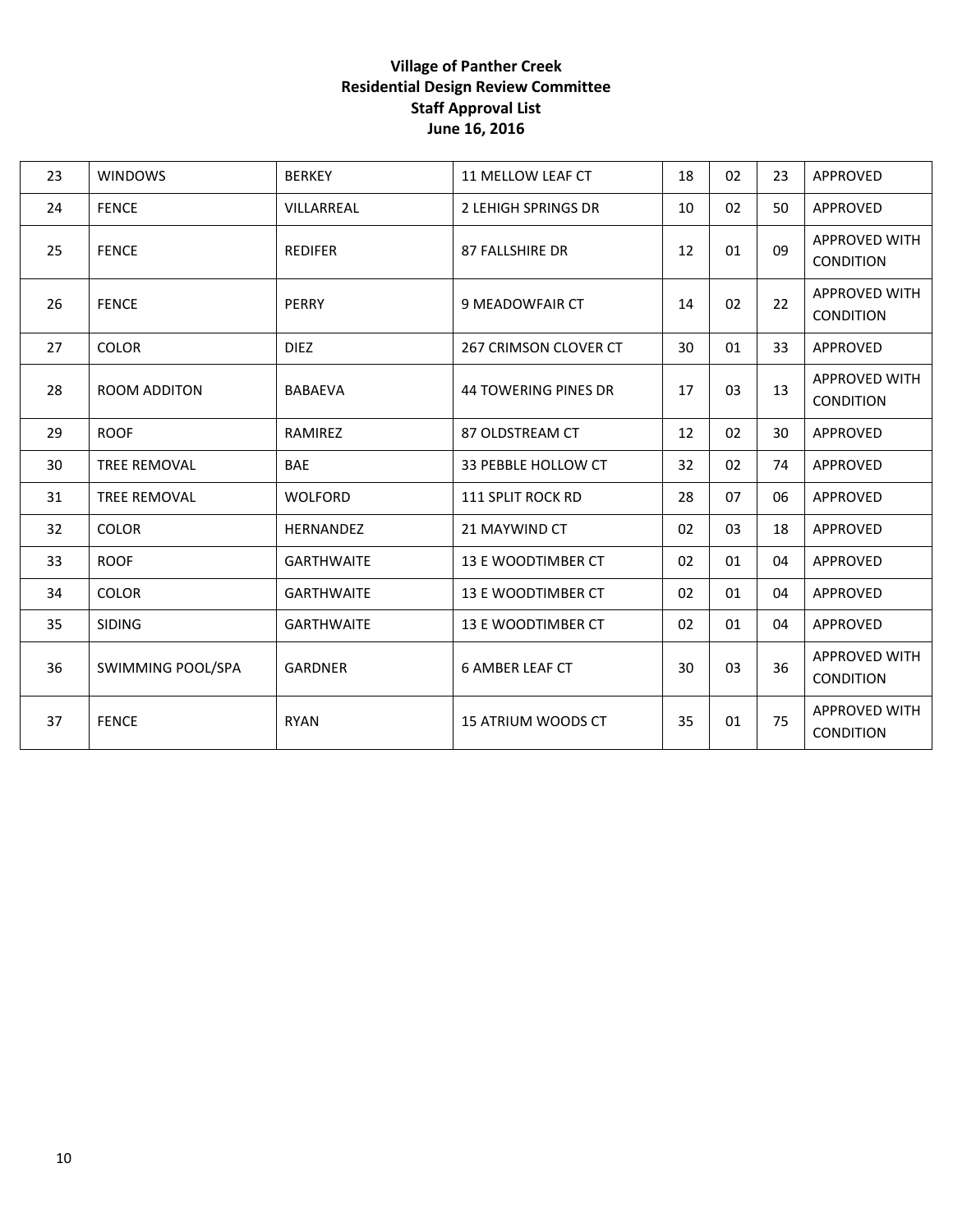**Village of Panther Creek**
**Residential Design Review Committee**
**Staff Approval List**
**June 16, 2016**

| | | | | | | | |
|---|---|---|---|---|---|---|---|
| 23 | WINDOWS | BERKEY | 11 MELLOW LEAF CT | 18 | 02 | 23 | APPROVED |
| 24 | FENCE | VILLARREAL | 2 LEHIGH SPRINGS DR | 10 | 02 | 50 | APPROVED |
| 25 | FENCE | REDIFER | 87 FALLSHIRE DR | 12 | 01 | 09 | APPROVED WITH CONDITION |
| 26 | FENCE | PERRY | 9 MEADOWFAIR CT | 14 | 02 | 22 | APPROVED WITH CONDITION |
| 27 | COLOR | DIEZ | 267 CRIMSON CLOVER CT | 30 | 01 | 33 | APPROVED |
| 28 | ROOM ADDITON | BABAEVA | 44 TOWERING PINES DR | 17 | 03 | 13 | APPROVED WITH CONDITION |
| 29 | ROOF | RAMIREZ | 87 OLDSTREAM CT | 12 | 02 | 30 | APPROVED |
| 30 | TREE REMOVAL | BAE | 33 PEBBLE HOLLOW CT | 32 | 02 | 74 | APPROVED |
| 31 | TREE REMOVAL | WOLFORD | 111 SPLIT ROCK RD | 28 | 07 | 06 | APPROVED |
| 32 | COLOR | HERNANDEZ | 21 MAYWIND CT | 02 | 03 | 18 | APPROVED |
| 33 | ROOF | GARTHWAITE | 13 E WOODTIMBER CT | 02 | 01 | 04 | APPROVED |
| 34 | COLOR | GARTHWAITE | 13 E WOODTIMBER CT | 02 | 01 | 04 | APPROVED |
| 35 | SIDING | GARTHWAITE | 13 E WOODTIMBER CT | 02 | 01 | 04 | APPROVED |
| 36 | SWIMMING POOL/SPA | GARDNER | 6 AMBER LEAF CT | 30 | 03 | 36 | APPROVED WITH CONDITION |
| 37 | FENCE | RYAN | 15 ATRIUM WOODS CT | 35 | 01 | 75 | APPROVED WITH CONDITION |